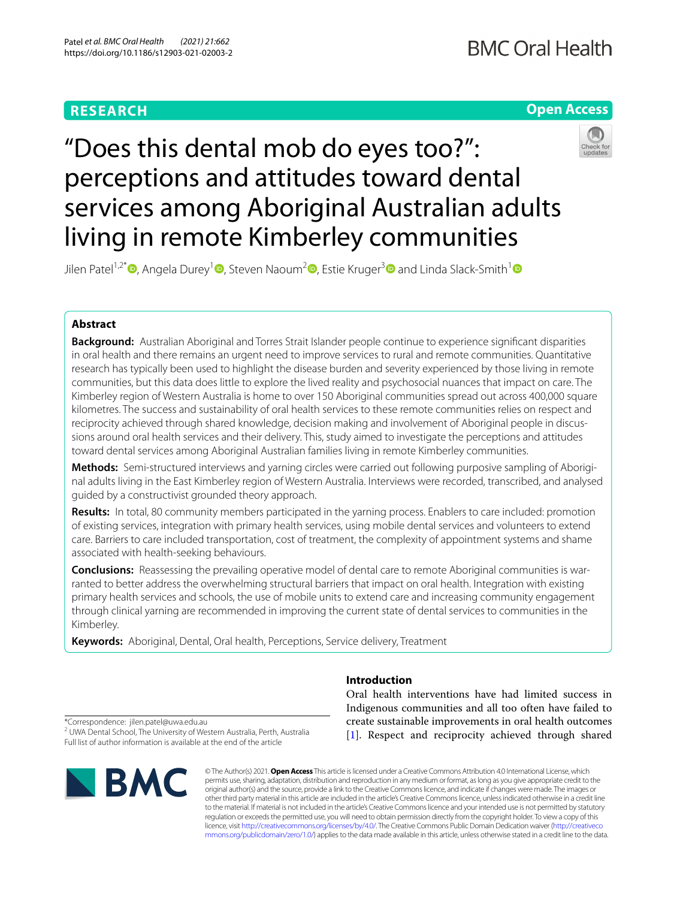RESEARCH

Open Access

# "Does this dental mob do eyes too?": perceptions and attitudes toward dental services among Aboriginal Australian adults living in remote Kimberley communities

Jilen Patel[1,2*], Angela Durey[1], Steven Naoum[2], Estie Kruger[3] and Linda Slack-Smith[1]

## Abstract

**Background:** Australian Aboriginal and Torres Strait Islander people continue to experience significant disparities in oral health and there remains an urgent need to improve services to rural and remote communities. Quantitative research has typically been used to highlight the disease burden and severity experienced by those living in remote communities, but this data does little to explore the lived reality and psychosocial nuances that impact on care. The Kimberley region of Western Australia is home to over 150 Aboriginal communities spread out across 400,000 square kilometres. The success and sustainability of oral health services to these remote communities relies on respect and reciprocity achieved through shared knowledge, decision making and involvement of Aboriginal people in discussions around oral health services and their delivery. This, study aimed to investigate the perceptions and attitudes toward dental services among Aboriginal Australian families living in remote Kimberley communities.

**Methods:** Semi-structured interviews and yarning circles were carried out following purposive sampling of Aboriginal adults living in the East Kimberley region of Western Australia. Interviews were recorded, transcribed, and analysed guided by a constructivist grounded theory approach.

**Results:** In total, 80 community members participated in the yarning process. Enablers to care included: promotion of existing services, integration with primary health services, using mobile dental services and volunteers to extend care. Barriers to care included transportation, cost of treatment, the complexity of appointment systems and shame associated with health-seeking behaviours.

**Conclusions:** Reassessing the prevailing operative model of dental care to remote Aboriginal communities is warranted to better address the overwhelming structural barriers that impact on oral health. Integration with existing primary health services and schools, the use of mobile units to extend care and increasing community engagement through clinical yarning are recommended in improving the current state of dental services to communities in the Kimberley.

**Keywords:** Aboriginal, Dental, Oral health, Perceptions, Service delivery, Treatment

## Introduction

Oral health interventions have had limited success in Indigenous communities and all too often have failed to create sustainable improvements in oral health outcomes [1]. Respect and reciprocity achieved through shared

*Correspondence: jilen.patel@uwa.edu.au
[2] UWA Dental School, The University of Western Australia, Perth, Australia
Full list of author information is available at the end of the article

© The Author(s) 2021. **Open Access** This article is licensed under a Creative Commons Attribution 4.0 International License, which permits use, sharing, adaptation, distribution and reproduction in any medium or format, as long as you give appropriate credit to the original author(s) and the source, provide a link to the Creative Commons licence, and indicate if changes were made. The images or other third party material in this article are included in the article's Creative Commons licence, unless indicated otherwise in a credit line to the material. If material is not included in the article's Creative Commons licence and your intended use is not permitted by statutory regulation or exceeds the permitted use, you will need to obtain permission directly from the copyright holder. To view a copy of this licence, visit http://creativecommons.org/licenses/by/4.0/. The Creative Commons Public Domain Dedication waiver (http://creativecommons.org/publicdomain/zero/1.0/) applies to the data made available in this article, unless otherwise stated in a credit line to the data.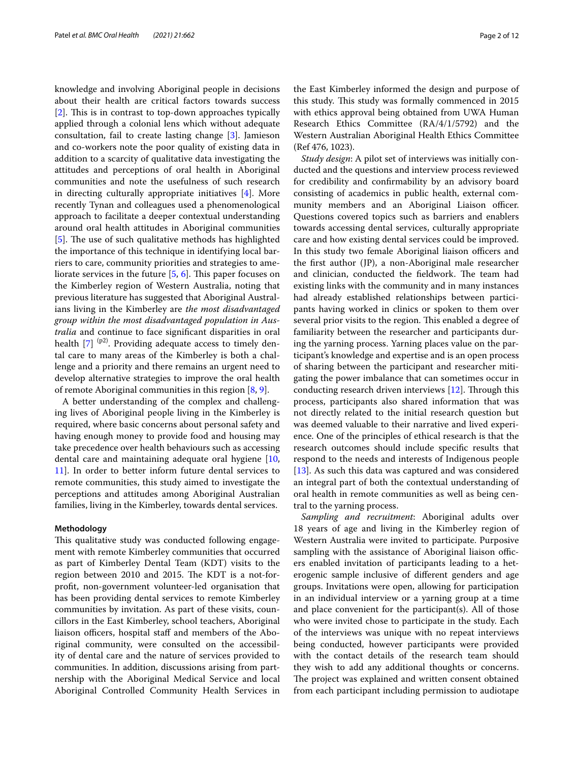knowledge and involving Aboriginal people in decisions about their health are critical factors towards success [2]. This is in contrast to top-down approaches typically applied through a colonial lens which without adequate consultation, fail to create lasting change [3]. Jamieson and co-workers note the poor quality of existing data in addition to a scarcity of qualitative data investigating the attitudes and perceptions of oral health in Aboriginal communities and note the usefulness of such research in directing culturally appropriate initiatives [4]. More recently Tynan and colleagues used a phenomenological approach to facilitate a deeper contextual understanding around oral health attitudes in Aboriginal communities [5]. The use of such qualitative methods has highlighted the importance of this technique in identifying local barriers to care, community priorities and strategies to ameliorate services in the future [5, 6]. This paper focuses on the Kimberley region of Western Australia, noting that previous literature has suggested that Aboriginal Australians living in the Kimberley are *the most disadvantaged group within the most disadvantaged population in Australia* and continue to face significant disparities in oral health [7] (p2). Providing adequate access to timely dental care to many areas of the Kimberley is both a challenge and a priority and there remains an urgent need to develop alternative strategies to improve the oral health of remote Aboriginal communities in this region [8, 9].

A better understanding of the complex and challenging lives of Aboriginal people living in the Kimberley is required, where basic concerns about personal safety and having enough money to provide food and housing may take precedence over health behaviours such as accessing dental care and maintaining adequate oral hygiene [10, 11]. In order to better inform future dental services to remote communities, this study aimed to investigate the perceptions and attitudes among Aboriginal Australian families, living in the Kimberley, towards dental services.

## Methodology

This qualitative study was conducted following engagement with remote Kimberley communities that occurred as part of Kimberley Dental Team (KDT) visits to the region between 2010 and 2015. The KDT is a not-for-profit, non-government volunteer-led organisation that has been providing dental services to remote Kimberley communities by invitation. As part of these visits, councillors in the East Kimberley, school teachers, Aboriginal liaison officers, hospital staff and members of the Aboriginal community, were consulted on the accessibility of dental care and the nature of services provided to communities. In addition, discussions arising from partnership with the Aboriginal Medical Service and local Aboriginal Controlled Community Health Services in the East Kimberley informed the design and purpose of this study. This study was formally commenced in 2015 with ethics approval being obtained from UWA Human Research Ethics Committee (RA/4/1/5792) and the Western Australian Aboriginal Health Ethics Committee (Ref 476, 1023).

*Study design*: A pilot set of interviews was initially conducted and the questions and interview process reviewed for credibility and confirmability by an advisory board consisting of academics in public health, external community members and an Aboriginal Liaison officer. Questions covered topics such as barriers and enablers towards accessing dental services, culturally appropriate care and how existing dental services could be improved. In this study two female Aboriginal liaison officers and the first author (JP), a non-Aboriginal male researcher and clinician, conducted the fieldwork. The team had existing links with the community and in many instances had already established relationships between participants having worked in clinics or spoken to them over several prior visits to the region. This enabled a degree of familiarity between the researcher and participants during the yarning process. Yarning places value on the participant's knowledge and expertise and is an open process of sharing between the participant and researcher mitigating the power imbalance that can sometimes occur in conducting research driven interviews [12]. Through this process, participants also shared information that was not directly related to the initial research question but was deemed valuable to their narrative and lived experience. One of the principles of ethical research is that the research outcomes should include specific results that respond to the needs and interests of Indigenous people [13]. As such this data was captured and was considered an integral part of both the contextual understanding of oral health in remote communities as well as being central to the yarning process.

*Sampling and recruitment*: Aboriginal adults over 18 years of age and living in the Kimberley region of Western Australia were invited to participate. Purposive sampling with the assistance of Aboriginal liaison officers enabled invitation of participants leading to a heterogenic sample inclusive of different genders and age groups. Invitations were open, allowing for participation in an individual interview or a yarning group at a time and place convenient for the participant(s). All of those who were invited chose to participate in the study. Each of the interviews was unique with no repeat interviews being conducted, however participants were provided with the contact details of the research team should they wish to add any additional thoughts or concerns. The project was explained and written consent obtained from each participant including permission to audiotape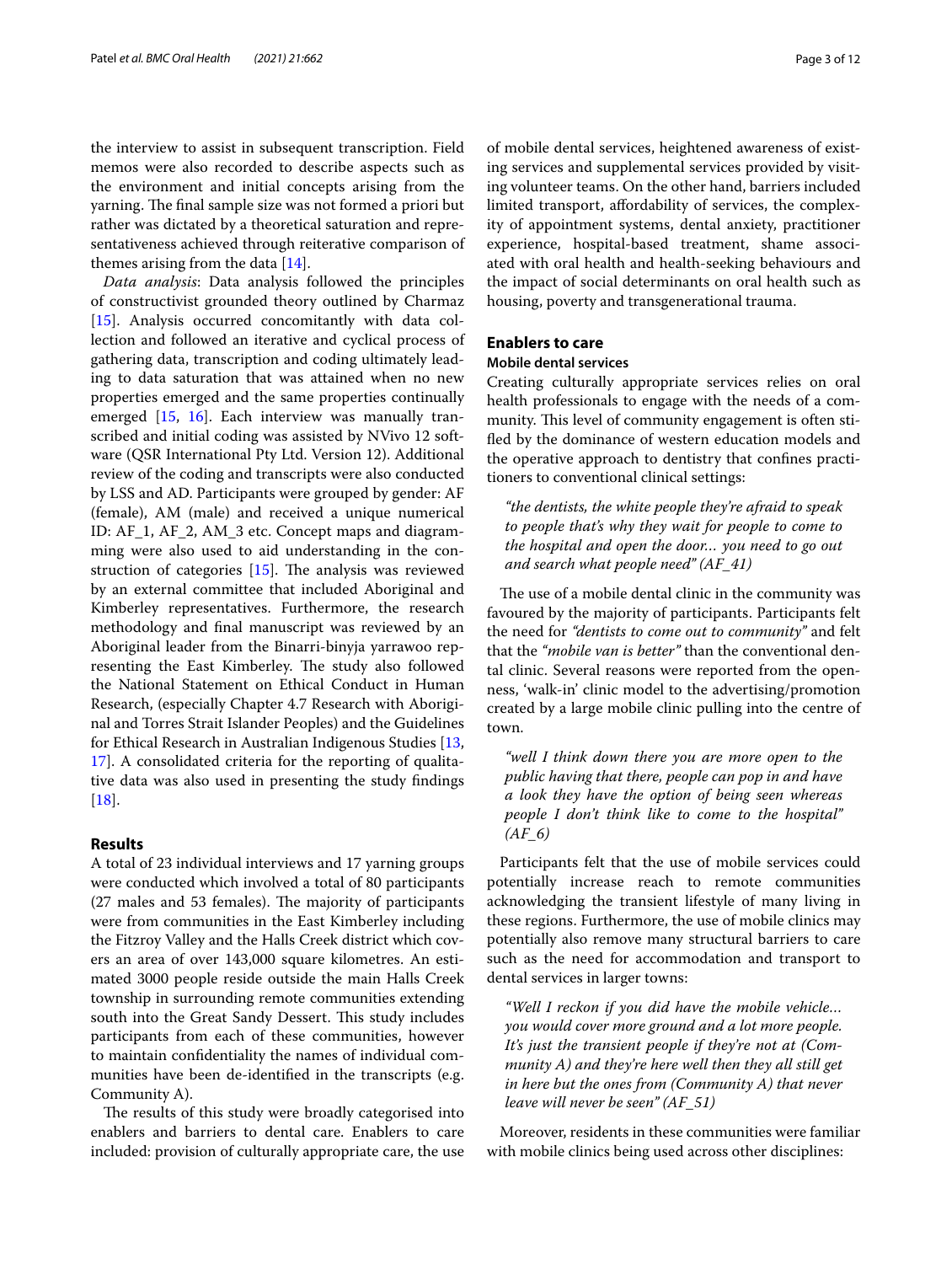the interview to assist in subsequent transcription. Field memos were also recorded to describe aspects such as the environment and initial concepts arising from the yarning. The final sample size was not formed a priori but rather was dictated by a theoretical saturation and representativeness achieved through reiterative comparison of themes arising from the data [14].

*Data analysis*: Data analysis followed the principles of constructivist grounded theory outlined by Charmaz [15]. Analysis occurred concomitantly with data collection and followed an iterative and cyclical process of gathering data, transcription and coding ultimately leading to data saturation that was attained when no new properties emerged and the same properties continually emerged [15, 16]. Each interview was manually transcribed and initial coding was assisted by NVivo 12 software (QSR International Pty Ltd. Version 12). Additional review of the coding and transcripts were also conducted by LSS and AD. Participants were grouped by gender: AF (female), AM (male) and received a unique numerical ID: AF_1, AF_2, AM_3 etc. Concept maps and diagramming were also used to aid understanding in the construction of categories [15]. The analysis was reviewed by an external committee that included Aboriginal and Kimberley representatives. Furthermore, the research methodology and final manuscript was reviewed by an Aboriginal leader from the Binarri-binyja yarrawoo representing the East Kimberley. The study also followed the National Statement on Ethical Conduct in Human Research, (especially Chapter 4.7 Research with Aboriginal and Torres Strait Islander Peoples) and the Guidelines for Ethical Research in Australian Indigenous Studies [13, 17]. A consolidated criteria for the reporting of qualitative data was also used in presenting the study findings [18].

## Results

A total of 23 individual interviews and 17 yarning groups were conducted which involved a total of 80 participants (27 males and 53 females). The majority of participants were from communities in the East Kimberley including the Fitzroy Valley and the Halls Creek district which covers an area of over 143,000 square kilometres. An estimated 3000 people reside outside the main Halls Creek township in surrounding remote communities extending south into the Great Sandy Dessert. This study includes participants from each of these communities, however to maintain confidentiality the names of individual communities have been de-identified in the transcripts (e.g. Community A).

The results of this study were broadly categorised into enablers and barriers to dental care. Enablers to care included: provision of culturally appropriate care, the use of mobile dental services, heightened awareness of existing services and supplemental services provided by visiting volunteer teams. On the other hand, barriers included limited transport, affordability of services, the complexity of appointment systems, dental anxiety, practitioner experience, hospital-based treatment, shame associated with oral health and health-seeking behaviours and the impact of social determinants on oral health such as housing, poverty and transgenerational trauma.

## Enablers to care

### Mobile dental services

Creating culturally appropriate services relies on oral health professionals to engage with the needs of a community. This level of community engagement is often stifled by the dominance of western education models and the operative approach to dentistry that confines practitioners to conventional clinical settings:

> *"the dentists, the white people they're afraid to speak to people that's why they wait for people to come to the hospital and open the door... you need to go out and search what people need" (AF_41)*

The use of a mobile dental clinic in the community was favoured by the majority of participants. Participants felt the need for *"dentists to come out to community"* and felt that the *"mobile van is better"* than the conventional dental clinic. Several reasons were reported from the openness, 'walk-in' clinic model to the advertising/promotion created by a large mobile clinic pulling into the centre of town.

> *"well I think down there you are more open to the public having that there, people can pop in and have a look they have the option of being seen whereas people I don't think like to come to the hospital" (AF_6)*

Participants felt that the use of mobile services could potentially increase reach to remote communities acknowledging the transient lifestyle of many living in these regions. Furthermore, the use of mobile clinics may potentially also remove many structural barriers to care such as the need for accommodation and transport to dental services in larger towns:

> *"Well I reckon if you did have the mobile vehicle... you would cover more ground and a lot more people. It's just the transient people if they're not at (Community A) and they're here well then they all still get in here but the ones from (Community A) that never leave will never be seen" (AF_51)*

Moreover, residents in these communities were familiar with mobile clinics being used across other disciplines: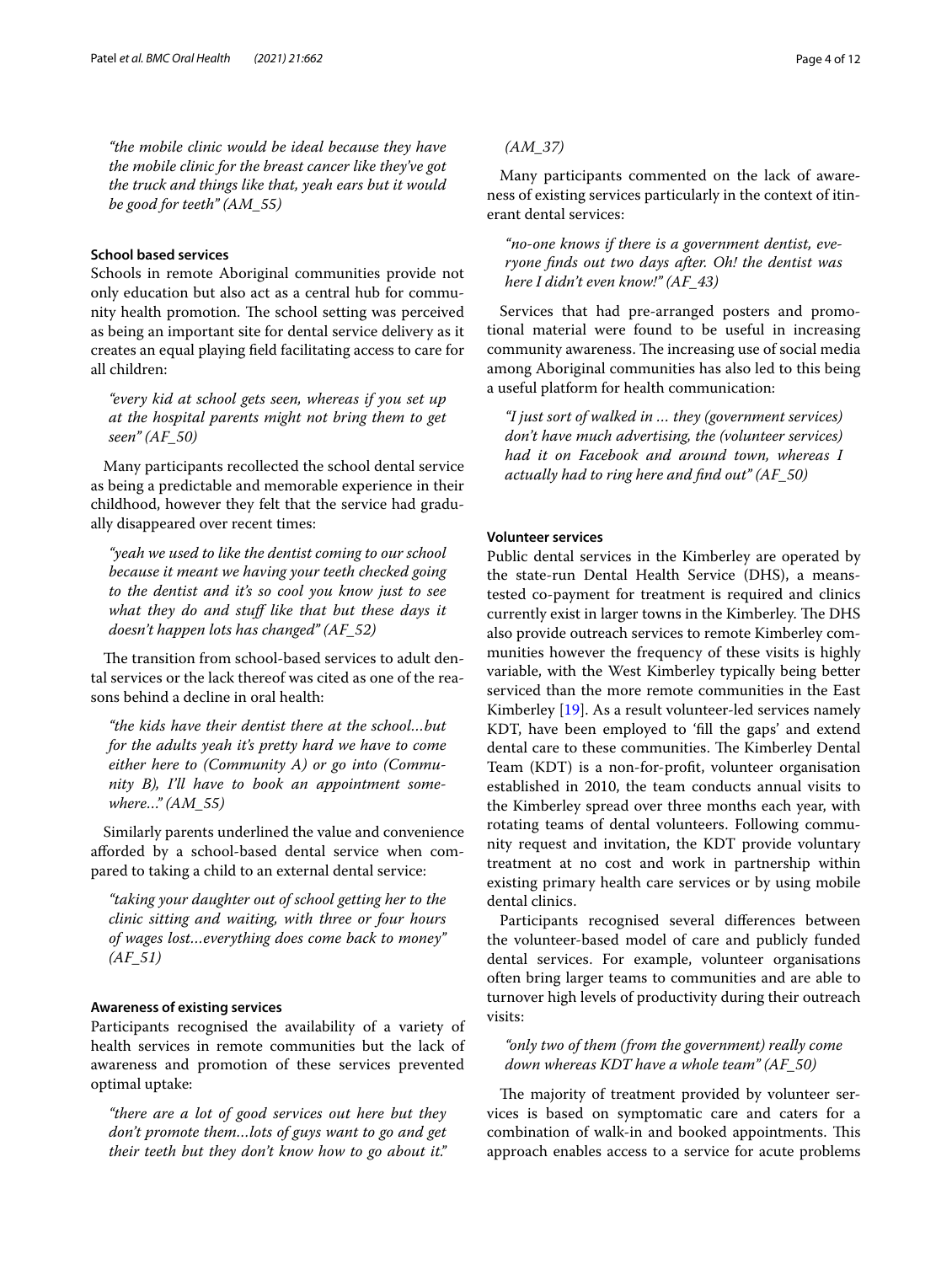*"the mobile clinic would be ideal because they have the mobile clinic for the breast cancer like they've got the truck and things like that, yeah ears but it would be good for teeth" (AM_55)*

### School based services

Schools in remote Aboriginal communities provide not only education but also act as a central hub for community health promotion. The school setting was perceived as being an important site for dental service delivery as it creates an equal playing field facilitating access to care for all children:

*"every kid at school gets seen, whereas if you set up at the hospital parents might not bring them to get seen" (AF_50)*

Many participants recollected the school dental service as being a predictable and memorable experience in their childhood, however they felt that the service had gradually disappeared over recent times:

*"yeah we used to like the dentist coming to our school because it meant we having your teeth checked going to the dentist and it's so cool you know just to see what they do and stuff like that but these days it doesn't happen lots has changed" (AF_52)*

The transition from school-based services to adult dental services or the lack thereof was cited as one of the reasons behind a decline in oral health:

*"the kids have their dentist there at the school…but for the adults yeah it's pretty hard we have to come either here to (Community A) or go into (Community B), I'll have to book an appointment somewhere…" (AM_55)*

Similarly parents underlined the value and convenience afforded by a school-based dental service when compared to taking a child to an external dental service:

*"taking your daughter out of school getting her to the clinic sitting and waiting, with three or four hours of wages lost…everything does come back to money" (AF_51)*

### Awareness of existing services

Participants recognised the availability of a variety of health services in remote communities but the lack of awareness and promotion of these services prevented optimal uptake:

*"there are a lot of good services out here but they don't promote them…lots of guys want to go and get their teeth but they don't know how to go about it." (AM_37)*

Many participants commented on the lack of awareness of existing services particularly in the context of itinerant dental services:

*"no-one knows if there is a government dentist, everyone finds out two days after. Oh! the dentist was here I didn't even know!" (AF_43)*

Services that had pre-arranged posters and promotional material were found to be useful in increasing community awareness. The increasing use of social media among Aboriginal communities has also led to this being a useful platform for health communication:

*"I just sort of walked in … they (government services) don't have much advertising, the (volunteer services) had it on Facebook and around town, whereas I actually had to ring here and find out" (AF_50)*

### Volunteer services

Public dental services in the Kimberley are operated by the state-run Dental Health Service (DHS), a means-tested co-payment for treatment is required and clinics currently exist in larger towns in the Kimberley. The DHS also provide outreach services to remote Kimberley communities however the frequency of these visits is highly variable, with the West Kimberley typically being better serviced than the more remote communities in the East Kimberley [19]. As a result volunteer-led services namely KDT, have been employed to 'fill the gaps' and extend dental care to these communities. The Kimberley Dental Team (KDT) is a non-for-profit, volunteer organisation established in 2010, the team conducts annual visits to the Kimberley spread over three months each year, with rotating teams of dental volunteers. Following community request and invitation, the KDT provide voluntary treatment at no cost and work in partnership within existing primary health care services or by using mobile dental clinics.

Participants recognised several differences between the volunteer-based model of care and publicly funded dental services. For example, volunteer organisations often bring larger teams to communities and are able to turnover high levels of productivity during their outreach visits:

*"only two of them (from the government) really come down whereas KDT have a whole team" (AF_50)*

The majority of treatment provided by volunteer services is based on symptomatic care and caters for a combination of walk-in and booked appointments. This approach enables access to a service for acute problems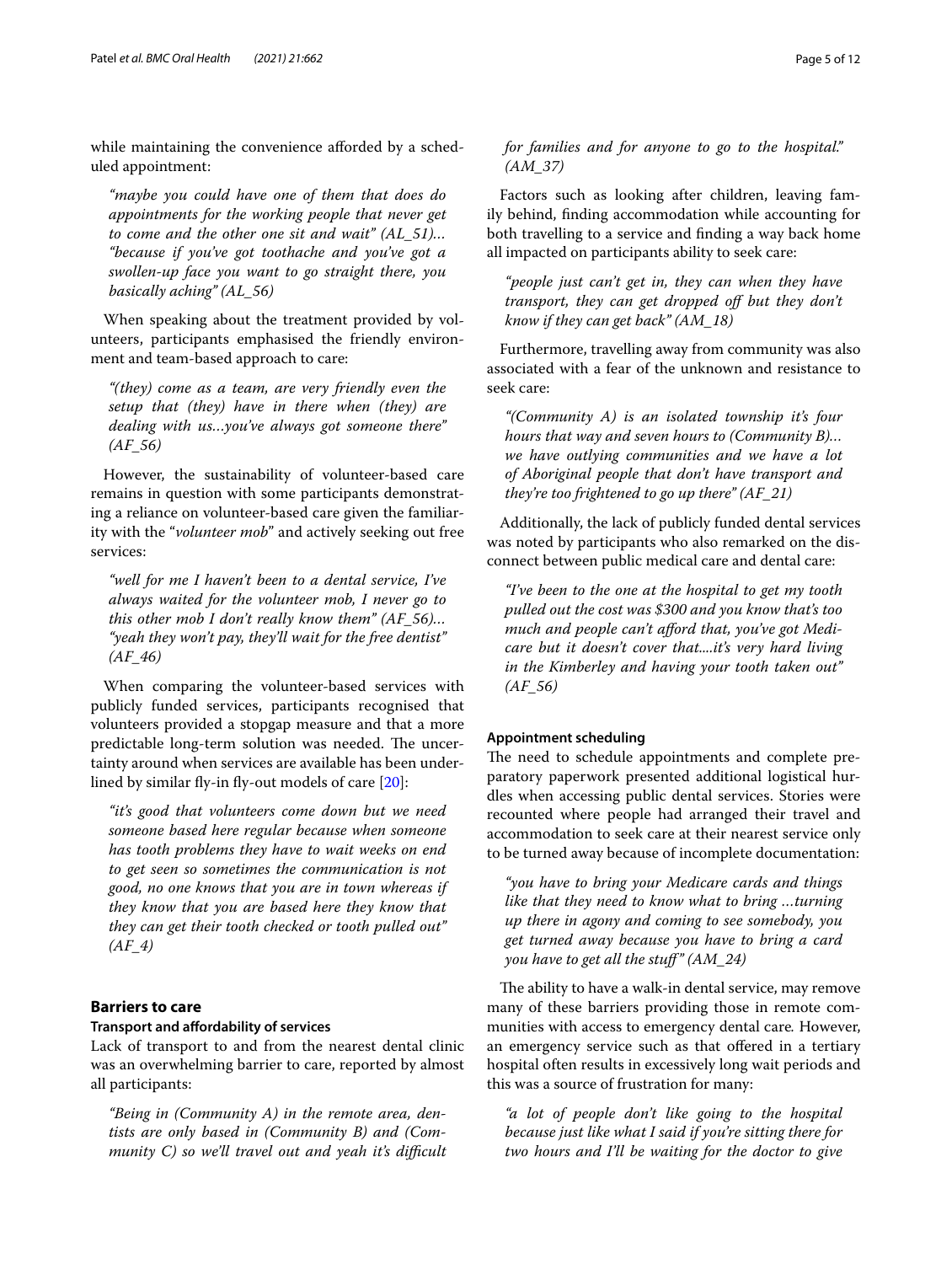while maintaining the convenience afforded by a scheduled appointment:

> *"maybe you could have one of them that does do appointments for the working people that never get to come and the other one sit and wait" (AL_51)… "because if you've got toothache and you've got a swollen-up face you want to go straight there, you basically aching" (AL_56)*

When speaking about the treatment provided by volunteers, participants emphasised the friendly environment and team-based approach to care:

> *"(they) come as a team, are very friendly even the setup that (they) have in there when (they) are dealing with us…you've always got someone there" (AF_56)*

However, the sustainability of volunteer-based care remains in question with some participants demonstrating a reliance on volunteer-based care given the familiarity with the "*volunteer mob*" and actively seeking out free services:

> *"well for me I haven't been to a dental service, I've always waited for the volunteer mob, I never go to this other mob I don't really know them" (AF_56)… "yeah they won't pay, they'll wait for the free dentist" (AF_46)*

When comparing the volunteer-based services with publicly funded services, participants recognised that volunteers provided a stopgap measure and that a more predictable long-term solution was needed. The uncertainty around when services are available has been underlined by similar fly-in fly-out models of care [20]:

> *"it's good that volunteers come down but we need someone based here regular because when someone has tooth problems they have to wait weeks on end to get seen so sometimes the communication is not good, no one knows that you are in town whereas if they know that you are based here they know that they can get their tooth checked or tooth pulled out" (AF_4)*

## Barriers to care

### Transport and affordability of services

Lack of transport to and from the nearest dental clinic was an overwhelming barrier to care, reported by almost all participants:

> *"Being in (Community A) in the remote area, dentists are only based in (Community B) and (Community C) so we'll travel out and yeah it's difficult for families and for anyone to go to the hospital." (AM_37)*

Factors such as looking after children, leaving family behind, finding accommodation while accounting for both travelling to a service and finding a way back home all impacted on participants ability to seek care:

> *"people just can't get in, they can when they have transport, they can get dropped off but they don't know if they can get back" (AM_18)*

Furthermore, travelling away from community was also associated with a fear of the unknown and resistance to seek care:

> *"(Community A) is an isolated township it's four hours that way and seven hours to (Community B)… we have outlying communities and we have a lot of Aboriginal people that don't have transport and they're too frightened to go up there" (AF_21)*

Additionally, the lack of publicly funded dental services was noted by participants who also remarked on the disconnect between public medical care and dental care:

> *"I've been to the one at the hospital to get my tooth pulled out the cost was $300 and you know that's too much and people can't afford that, you've got Medicare but it doesn't cover that....it's very hard living in the Kimberley and having your tooth taken out" (AF_56)*

### Appointment scheduling

The need to schedule appointments and complete preparatory paperwork presented additional logistical hurdles when accessing public dental services. Stories were recounted where people had arranged their travel and accommodation to seek care at their nearest service only to be turned away because of incomplete documentation:

> *"you have to bring your Medicare cards and things like that they need to know what to bring …turning up there in agony and coming to see somebody, you get turned away because you have to bring a card you have to get all the stuff" (AM_24)*

The ability to have a walk-in dental service, may remove many of these barriers providing those in remote communities with access to emergency dental care. However, an emergency service such as that offered in a tertiary hospital often results in excessively long wait periods and this was a source of frustration for many:

> *"a lot of people don't like going to the hospital because just like what I said if you're sitting there for two hours and I'll be waiting for the doctor to give*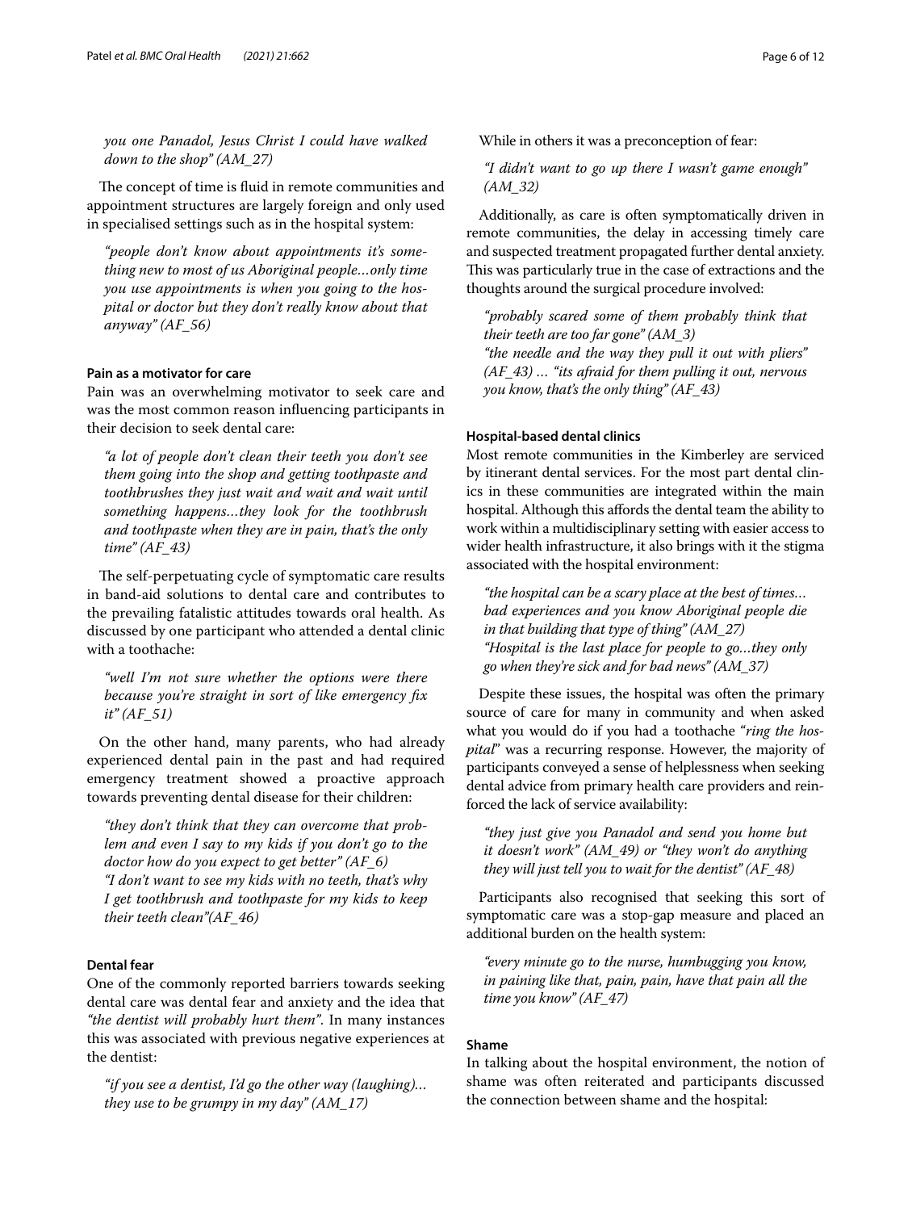*you one Panadol, Jesus Christ I could have walked down to the shop" (AM_27)*

The concept of time is fluid in remote communities and appointment structures are largely foreign and only used in specialised settings such as in the hospital system:

> *"people don't know about appointments it's something new to most of us Aboriginal people…only time you use appointments is when you going to the hospital or doctor but they don't really know about that anyway" (AF_56)*

#### Pain as a motivator for care

Pain was an overwhelming motivator to seek care and was the most common reason influencing participants in their decision to seek dental care:

> *"a lot of people don't clean their teeth you don't see them going into the shop and getting toothpaste and toothbrushes they just wait and wait and wait until something happens…they look for the toothbrush and toothpaste when they are in pain, that's the only time" (AF_43)*

The self-perpetuating cycle of symptomatic care results in band-aid solutions to dental care and contributes to the prevailing fatalistic attitudes towards oral health. As discussed by one participant who attended a dental clinic with a toothache:

> *"well I'm not sure whether the options were there because you're straight in sort of like emergency fix it" (AF_51)*

On the other hand, many parents, who had already experienced dental pain in the past and had required emergency treatment showed a proactive approach towards preventing dental disease for their children:

> *"they don't think that they can overcome that problem and even I say to my kids if you don't go to the doctor how do you expect to get better" (AF_6)*
> *"I don't want to see my kids with no teeth, that's why I get toothbrush and toothpaste for my kids to keep their teeth clean"(AF_46)*

#### Dental fear

One of the commonly reported barriers towards seeking dental care was dental fear and anxiety and the idea that *"the dentist will probably hurt them"*. In many instances this was associated with previous negative experiences at the dentist:

> *"if you see a dentist, I'd go the other way (laughing)…they use to be grumpy in my day" (AM_17)*

While in others it was a preconception of fear:

> *"I didn't want to go up there I wasn't game enough" (AM_32)*

Additionally, as care is often symptomatically driven in remote communities, the delay in accessing timely care and suspected treatment propagated further dental anxiety. This was particularly true in the case of extractions and the thoughts around the surgical procedure involved:

> *"probably scared some of them probably think that their teeth are too far gone" (AM_3)*
> *"the needle and the way they pull it out with pliers" (AF_43) … "its afraid for them pulling it out, nervous you know, that's the only thing" (AF_43)*

#### Hospital-based dental clinics

Most remote communities in the Kimberley are serviced by itinerant dental services. For the most part dental clinics in these communities are integrated within the main hospital. Although this affords the dental team the ability to work within a multidisciplinary setting with easier access to wider health infrastructure, it also brings with it the stigma associated with the hospital environment:

> *"the hospital can be a scary place at the best of times…bad experiences and you know Aboriginal people die in that building that type of thing" (AM_27)*
> *"Hospital is the last place for people to go…they only go when they're sick and for bad news" (AM_37)*

Despite these issues, the hospital was often the primary source of care for many in community and when asked what you would do if you had a toothache "*ring the hospital*" was a recurring response. However, the majority of participants conveyed a sense of helplessness when seeking dental advice from primary health care providers and reinforced the lack of service availability:

> *"they just give you Panadol and send you home but it doesn't work" (AM_49) or "they won't do anything they will just tell you to wait for the dentist" (AF_48)*

Participants also recognised that seeking this sort of symptomatic care was a stop-gap measure and placed an additional burden on the health system:

> *"every minute go to the nurse, humbugging you know, in paining like that, pain, pain, have that pain all the time you know" (AF_47)*

#### Shame

In talking about the hospital environment, the notion of shame was often reiterated and participants discussed the connection between shame and the hospital: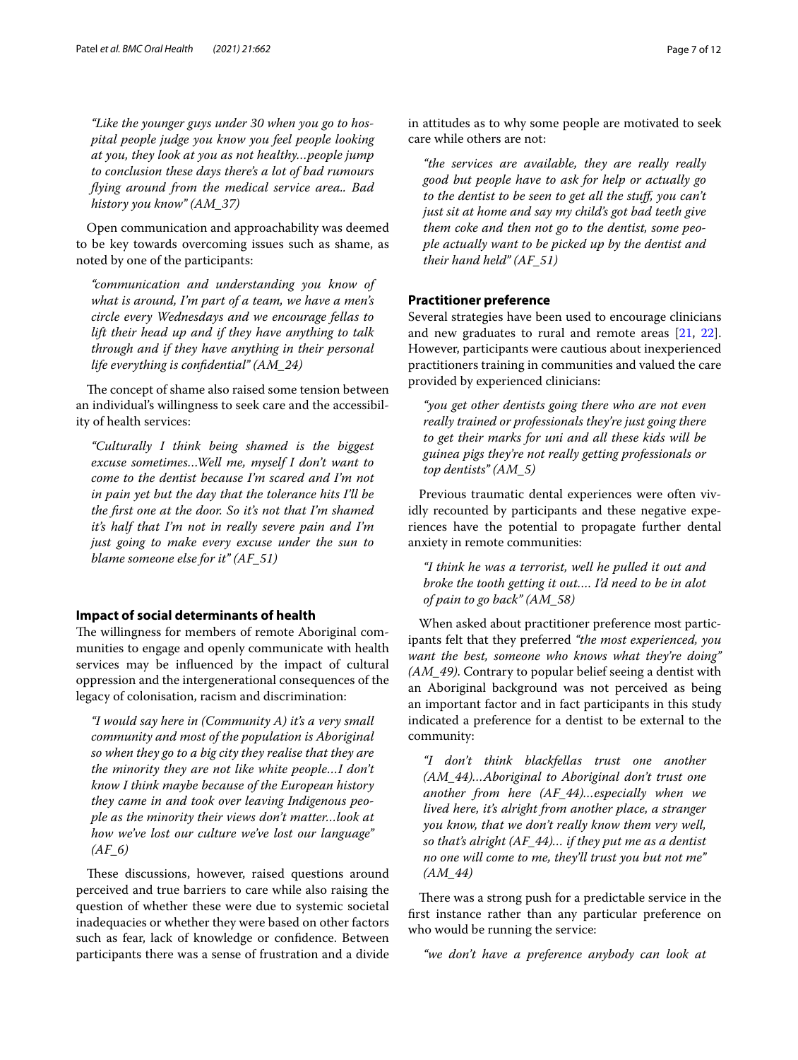*"Like the younger guys under 30 when you go to hospital people judge you know you feel people looking at you, they look at you as not healthy…people jump to conclusion these days there's a lot of bad rumours flying around from the medical service area.. Bad history you know" (AM_37)*

Open communication and approachability was deemed to be key towards overcoming issues such as shame, as noted by one of the participants:

*"communication and understanding you know of what is around, I'm part of a team, we have a men's circle every Wednesdays and we encourage fellas to lift their head up and if they have anything to talk through and if they have anything in their personal life everything is confidential" (AM_24)*

The concept of shame also raised some tension between an individual's willingness to seek care and the accessibility of health services:

*"Culturally I think being shamed is the biggest excuse sometimes…Well me, myself I don't want to come to the dentist because I'm scared and I'm not in pain yet but the day that the tolerance hits I'll be the first one at the door. So it's not that I'm shamed it's half that I'm not in really severe pain and I'm just going to make every excuse under the sun to blame someone else for it" (AF_51)*

### Impact of social determinants of health

The willingness for members of remote Aboriginal communities to engage and openly communicate with health services may be influenced by the impact of cultural oppression and the intergenerational consequences of the legacy of colonisation, racism and discrimination:

*"I would say here in (Community A) it's a very small community and most of the population is Aboriginal so when they go to a big city they realise that they are the minority they are not like white people…I don't know I think maybe because of the European history they came in and took over leaving Indigenous people as the minority their views don't matter…look at how we've lost our culture we've lost our language" (AF_6)*

These discussions, however, raised questions around perceived and true barriers to care while also raising the question of whether these were due to systemic societal inadequacies or whether they were based on other factors such as fear, lack of knowledge or confidence. Between participants there was a sense of frustration and a divide in attitudes as to why some people are motivated to seek care while others are not:

*"the services are available, they are really really good but people have to ask for help or actually go to the dentist to be seen to get all the stuff, you can't just sit at home and say my child's got bad teeth give them coke and then not go to the dentist, some people actually want to be picked up by the dentist and their hand held" (AF_51)*

### Practitioner preference

Several strategies have been used to encourage clinicians and new graduates to rural and remote areas [21, 22]. However, participants were cautious about inexperienced practitioners training in communities and valued the care provided by experienced clinicians:

*"you get other dentists going there who are not even really trained or professionals they're just going there to get their marks for uni and all these kids will be guinea pigs they're not really getting professionals or top dentists" (AM_5)*

Previous traumatic dental experiences were often vividly recounted by participants and these negative experiences have the potential to propagate further dental anxiety in remote communities:

*"I think he was a terrorist, well he pulled it out and broke the tooth getting it out…. I'd need to be in alot of pain to go back" (AM_58)*

When asked about practitioner preference most participants felt that they preferred *"the most experienced, you want the best, someone who knows what they're doing" (AM_49)*. Contrary to popular belief seeing a dentist with an Aboriginal background was not perceived as being an important factor and in fact participants in this study indicated a preference for a dentist to be external to the community:

*"I don't think blackfellas trust one another (AM_44)…Aboriginal to Aboriginal don't trust one another from here (AF_44)…especially when we lived here, it's alright from another place, a stranger you know, that we don't really know them very well, so that's alright (AF_44)… if they put me as a dentist no one will come to me, they'll trust you but not me" (AM_44)*

There was a strong push for a predictable service in the first instance rather than any particular preference on who would be running the service:

*"we don't have a preference anybody can look at*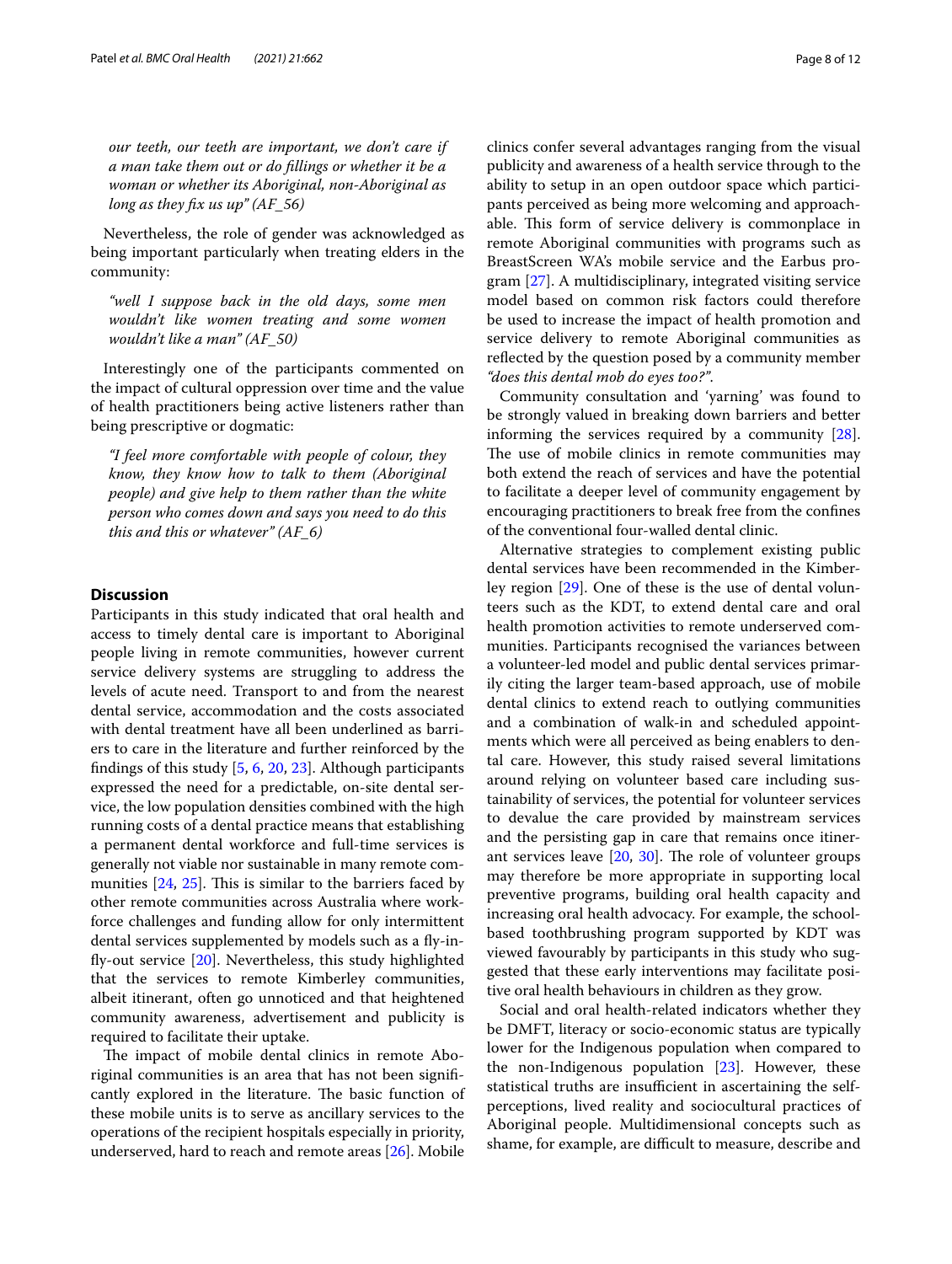*our teeth, our teeth are important, we don't care if a man take them out or do fillings or whether it be a woman or whether its Aboriginal, non-Aboriginal as long as they fix us up" (AF_56)*

Nevertheless, the role of gender was acknowledged as being important particularly when treating elders in the community:

*"well I suppose back in the old days, some men wouldn't like women treating and some women wouldn't like a man" (AF_50)*

Interestingly one of the participants commented on the impact of cultural oppression over time and the value of health practitioners being active listeners rather than being prescriptive or dogmatic:

*"I feel more comfortable with people of colour, they know, they know how to talk to them (Aboriginal people) and give help to them rather than the white person who comes down and says you need to do this this and this or whatever" (AF_6)*

## Discussion

Participants in this study indicated that oral health and access to timely dental care is important to Aboriginal people living in remote communities, however current service delivery systems are struggling to address the levels of acute need. Transport to and from the nearest dental service, accommodation and the costs associated with dental treatment have all been underlined as barriers to care in the literature and further reinforced by the findings of this study [5, 6, 20, 23]. Although participants expressed the need for a predictable, on-site dental service, the low population densities combined with the high running costs of a dental practice means that establishing a permanent dental workforce and full-time services is generally not viable nor sustainable in many remote communities [24, 25]. This is similar to the barriers faced by other remote communities across Australia where workforce challenges and funding allow for only intermittent dental services supplemented by models such as a fly-in-fly-out service [20]. Nevertheless, this study highlighted that the services to remote Kimberley communities, albeit itinerant, often go unnoticed and that heightened community awareness, advertisement and publicity is required to facilitate their uptake.

The impact of mobile dental clinics in remote Aboriginal communities is an area that has not been significantly explored in the literature. The basic function of these mobile units is to serve as ancillary services to the operations of the recipient hospitals especially in priority, underserved, hard to reach and remote areas [26]. Mobile clinics confer several advantages ranging from the visual publicity and awareness of a health service through to the ability to setup in an open outdoor space which participants perceived as being more welcoming and approachable. This form of service delivery is commonplace in remote Aboriginal communities with programs such as BreastScreen WA's mobile service and the Earbus program [27]. A multidisciplinary, integrated visiting service model based on common risk factors could therefore be used to increase the impact of health promotion and service delivery to remote Aboriginal communities as reflected by the question posed by a community member *"does this dental mob do eyes too?"*.

Community consultation and 'yarning' was found to be strongly valued in breaking down barriers and better informing the services required by a community [28]. The use of mobile clinics in remote communities may both extend the reach of services and have the potential to facilitate a deeper level of community engagement by encouraging practitioners to break free from the confines of the conventional four-walled dental clinic.

Alternative strategies to complement existing public dental services have been recommended in the Kimberley region [29]. One of these is the use of dental volunteers such as the KDT, to extend dental care and oral health promotion activities to remote underserved communities. Participants recognised the variances between a volunteer-led model and public dental services primarily citing the larger team-based approach, use of mobile dental clinics to extend reach to outlying communities and a combination of walk-in and scheduled appointments which were all perceived as being enablers to dental care. However, this study raised several limitations around relying on volunteer based care including sustainability of services, the potential for volunteer services to devalue the care provided by mainstream services and the persisting gap in care that remains once itinerant services leave [20, 30]. The role of volunteer groups may therefore be more appropriate in supporting local preventive programs, building oral health capacity and increasing oral health advocacy. For example, the school-based toothbrushing program supported by KDT was viewed favourably by participants in this study who suggested that these early interventions may facilitate positive oral health behaviours in children as they grow.

Social and oral health-related indicators whether they be DMFT, literacy or socio-economic status are typically lower for the Indigenous population when compared to the non-Indigenous population [23]. However, these statistical truths are insufficient in ascertaining the self-perceptions, lived reality and sociocultural practices of Aboriginal people. Multidimensional concepts such as shame, for example, are difficult to measure, describe and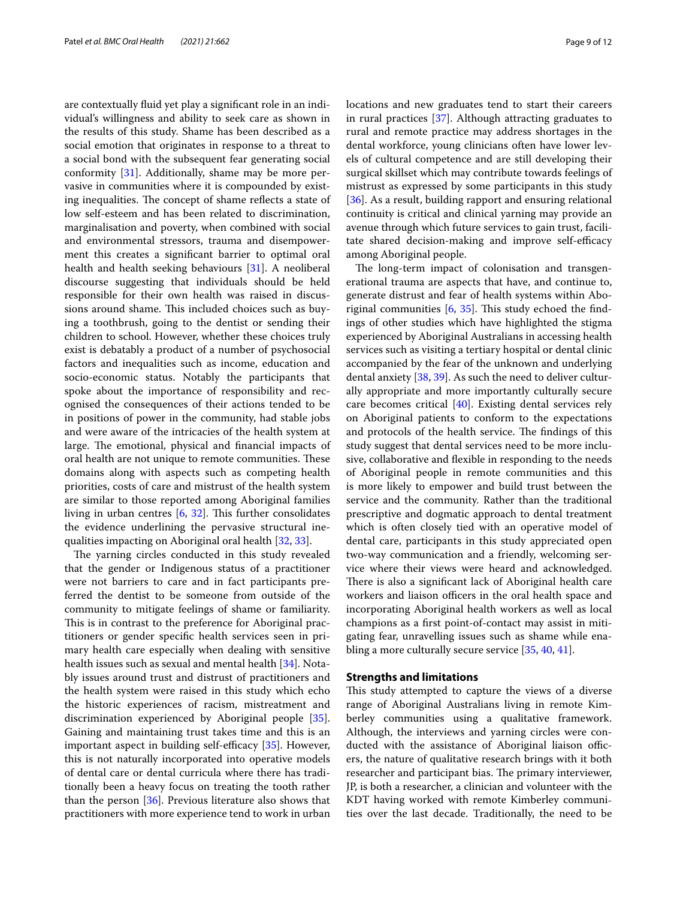are contextually fluid yet play a significant role in an individual's willingness and ability to seek care as shown in the results of this study. Shame has been described as a social emotion that originates in response to a threat to a social bond with the subsequent fear generating social conformity [31]. Additionally, shame may be more pervasive in communities where it is compounded by existing inequalities. The concept of shame reflects a state of low self-esteem and has been related to discrimination, marginalisation and poverty, when combined with social and environmental stressors, trauma and disempowerment this creates a significant barrier to optimal oral health and health seeking behaviours [31]. A neoliberal discourse suggesting that individuals should be held responsible for their own health was raised in discussions around shame. This included choices such as buying a toothbrush, going to the dentist or sending their children to school. However, whether these choices truly exist is debatably a product of a number of psychosocial factors and inequalities such as income, education and socio-economic status. Notably the participants that spoke about the importance of responsibility and recognised the consequences of their actions tended to be in positions of power in the community, had stable jobs and were aware of the intricacies of the health system at large. The emotional, physical and financial impacts of oral health are not unique to remote communities. These domains along with aspects such as competing health priorities, costs of care and mistrust of the health system are similar to those reported among Aboriginal families living in urban centres [6, 32]. This further consolidates the evidence underlining the pervasive structural inequalities impacting on Aboriginal oral health [32, 33].

The yarning circles conducted in this study revealed that the gender or Indigenous status of a practitioner were not barriers to care and in fact participants preferred the dentist to be someone from outside of the community to mitigate feelings of shame or familiarity. This is in contrast to the preference for Aboriginal practitioners or gender specific health services seen in primary health care especially when dealing with sensitive health issues such as sexual and mental health [34]. Notably issues around trust and distrust of practitioners and the health system were raised in this study which echo the historic experiences of racism, mistreatment and discrimination experienced by Aboriginal people [35]. Gaining and maintaining trust takes time and this is an important aspect in building self-efficacy [35]. However, this is not naturally incorporated into operative models of dental care or dental curricula where there has traditionally been a heavy focus on treating the tooth rather than the person [36]. Previous literature also shows that practitioners with more experience tend to work in urban locations and new graduates tend to start their careers in rural practices [37]. Although attracting graduates to rural and remote practice may address shortages in the dental workforce, young clinicians often have lower levels of cultural competence and are still developing their surgical skillset which may contribute towards feelings of mistrust as expressed by some participants in this study [36]. As a result, building rapport and ensuring relational continuity is critical and clinical yarning may provide an avenue through which future services to gain trust, facilitate shared decision-making and improve self-efficacy among Aboriginal people.

The long-term impact of colonisation and transgenerational trauma are aspects that have, and continue to, generate distrust and fear of health systems within Aboriginal communities [6, 35]. This study echoed the findings of other studies which have highlighted the stigma experienced by Aboriginal Australians in accessing health services such as visiting a tertiary hospital or dental clinic accompanied by the fear of the unknown and underlying dental anxiety [38, 39]. As such the need to deliver culturally appropriate and more importantly culturally secure care becomes critical [40]. Existing dental services rely on Aboriginal patients to conform to the expectations and protocols of the health service. The findings of this study suggest that dental services need to be more inclusive, collaborative and flexible in responding to the needs of Aboriginal people in remote communities and this is more likely to empower and build trust between the service and the community. Rather than the traditional prescriptive and dogmatic approach to dental treatment which is often closely tied with an operative model of dental care, participants in this study appreciated open two-way communication and a friendly, welcoming service where their views were heard and acknowledged. There is also a significant lack of Aboriginal health care workers and liaison officers in the oral health space and incorporating Aboriginal health workers as well as local champions as a first point-of-contact may assist in mitigating fear, unravelling issues such as shame while enabling a more culturally secure service [35, 40, 41].

## Strengths and limitations

This study attempted to capture the views of a diverse range of Aboriginal Australians living in remote Kimberley communities using a qualitative framework. Although, the interviews and yarning circles were conducted with the assistance of Aboriginal liaison officers, the nature of qualitative research brings with it both researcher and participant bias. The primary interviewer, JP, is both a researcher, a clinician and volunteer with the KDT having worked with remote Kimberley communities over the last decade. Traditionally, the need to be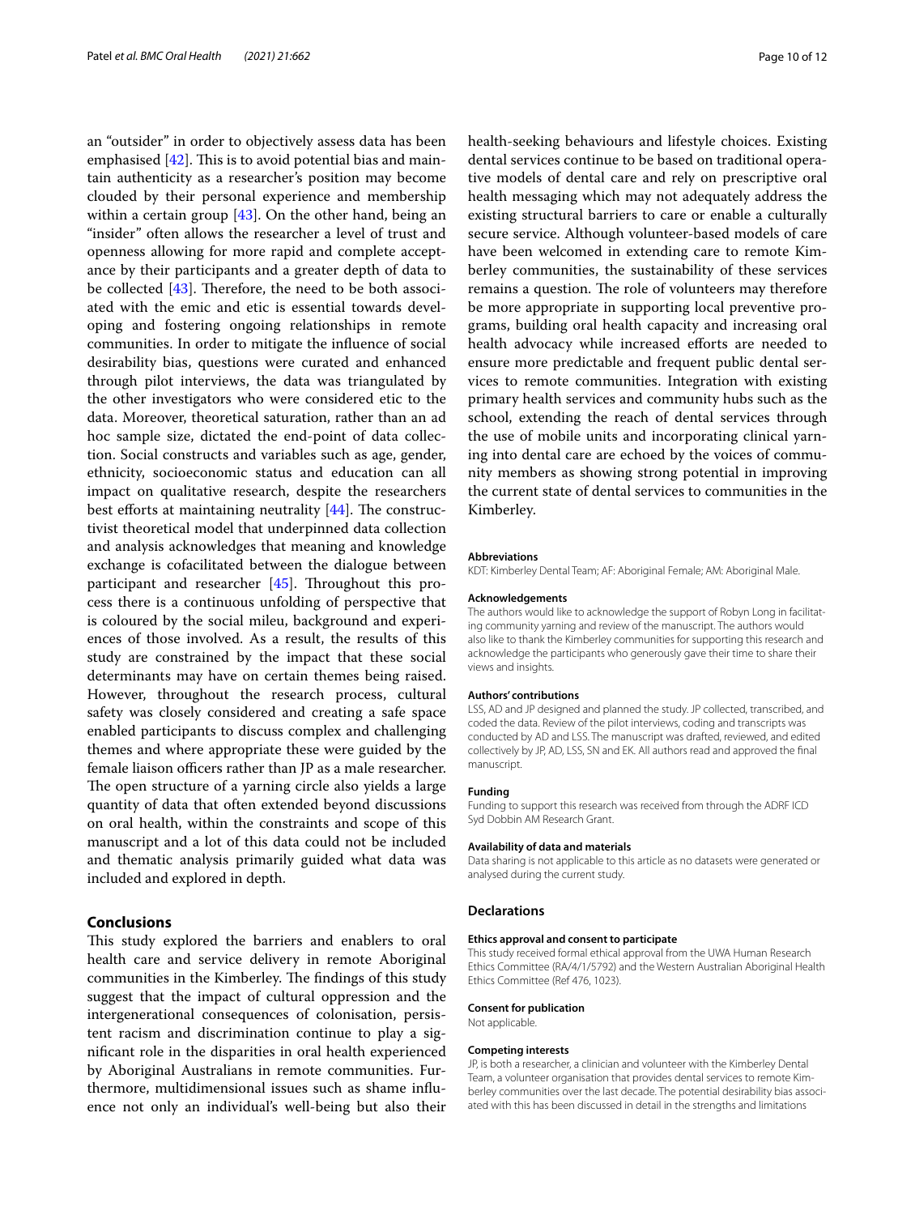an "outsider" in order to objectively assess data has been emphasised [42]. This is to avoid potential bias and maintain authenticity as a researcher's position may become clouded by their personal experience and membership within a certain group [43]. On the other hand, being an "insider" often allows the researcher a level of trust and openness allowing for more rapid and complete acceptance by their participants and a greater depth of data to be collected [43]. Therefore, the need to be both associated with the emic and etic is essential towards developing and fostering ongoing relationships in remote communities. In order to mitigate the influence of social desirability bias, questions were curated and enhanced through pilot interviews, the data was triangulated by the other investigators who were considered etic to the data. Moreover, theoretical saturation, rather than an ad hoc sample size, dictated the end-point of data collection. Social constructs and variables such as age, gender, ethnicity, socioeconomic status and education can all impact on qualitative research, despite the researchers best efforts at maintaining neutrality [44]. The constructivist theoretical model that underpinned data collection and analysis acknowledges that meaning and knowledge exchange is cofacilitated between the dialogue between participant and researcher [45]. Throughout this process there is a continuous unfolding of perspective that is coloured by the social mileu, background and experiences of those involved. As a result, the results of this study are constrained by the impact that these social determinants may have on certain themes being raised. However, throughout the research process, cultural safety was closely considered and creating a safe space enabled participants to discuss complex and challenging themes and where appropriate these were guided by the female liaison officers rather than JP as a male researcher. The open structure of a yarning circle also yields a large quantity of data that often extended beyond discussions on oral health, within the constraints and scope of this manuscript and a lot of this data could not be included and thematic analysis primarily guided what data was included and explored in depth.

## Conclusions

This study explored the barriers and enablers to oral health care and service delivery in remote Aboriginal communities in the Kimberley. The findings of this study suggest that the impact of cultural oppression and the intergenerational consequences of colonisation, persistent racism and discrimination continue to play a significant role in the disparities in oral health experienced by Aboriginal Australians in remote communities. Furthermore, multidimensional issues such as shame influence not only an individual's well-being but also their health-seeking behaviours and lifestyle choices. Existing dental services continue to be based on traditional operative models of dental care and rely on prescriptive oral health messaging which may not adequately address the existing structural barriers to care or enable a culturally secure service. Although volunteer-based models of care have been welcomed in extending care to remote Kimberley communities, the sustainability of these services remains a question. The role of volunteers may therefore be more appropriate in supporting local preventive programs, building oral health capacity and increasing oral health advocacy while increased efforts are needed to ensure more predictable and frequent public dental services to remote communities. Integration with existing primary health services and community hubs such as the school, extending the reach of dental services through the use of mobile units and incorporating clinical yarning into dental care are echoed by the voices of community members as showing strong potential in improving the current state of dental services to communities in the Kimberley.

#### Abbreviations

KDT: Kimberley Dental Team; AF: Aboriginal Female; AM: Aboriginal Male.

#### Acknowledgements

The authors would like to acknowledge the support of Robyn Long in facilitating community yarning and review of the manuscript. The authors would also like to thank the Kimberley communities for supporting this research and acknowledge the participants who generously gave their time to share their views and insights.

#### Authors' contributions

LSS, AD and JP designed and planned the study. JP collected, transcribed, and coded the data. Review of the pilot interviews, coding and transcripts was conducted by AD and LSS. The manuscript was drafted, reviewed, and edited collectively by JP, AD, LSS, SN and EK. All authors read and approved the final manuscript.

#### Funding

Funding to support this research was received from through the ADRF ICD Syd Dobbin AM Research Grant.

#### Availability of data and materials

Data sharing is not applicable to this article as no datasets were generated or analysed during the current study.

### Declarations

#### Ethics approval and consent to participate

This study received formal ethical approval from the UWA Human Research Ethics Committee (RA/4/1/5792) and the Western Australian Aboriginal Health Ethics Committee (Ref 476, 1023).

#### Consent for publication

Not applicable.

#### Competing interests

JP, is both a researcher, a clinician and volunteer with the Kimberley Dental Team, a volunteer organisation that provides dental services to remote Kimberley communities over the last decade. The potential desirability bias associated with this has been discussed in detail in the strengths and limitations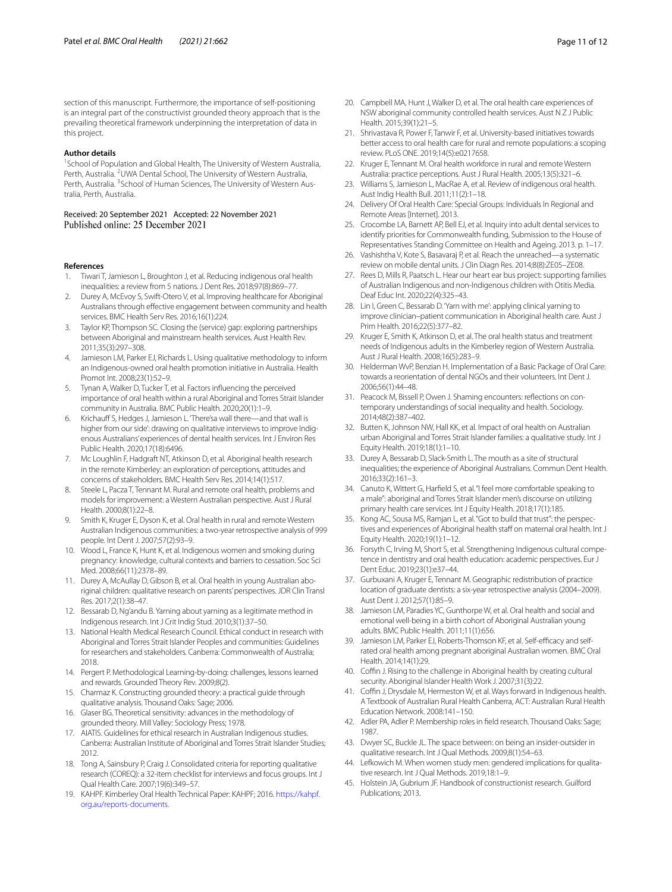section of this manuscript. Furthermore, the importance of self-positioning is an integral part of the constructivist grounded theory approach that is the prevailing theoretical framework underpinning the interpretation of data in this project.

**Author details**

[1]School of Population and Global Health, The University of Western Australia, Perth, Australia. [2]UWA Dental School, The University of Western Australia, Perth, Australia. [3]School of Human Sciences, The University of Western Australia, Perth, Australia.

Received: 20 September 2021 Accepted: 22 November 2021
Published online: 25 December 2021

**References**

1. Tiwari T, Jamieson L, Broughton J, et al. Reducing indigenous oral health inequalities: a review from 5 nations. J Dent Res. 2018;97(8):869–77.
2. Durey A, McEvoy S, Swift-Otero V, et al. Improving healthcare for Aboriginal Australians through effective engagement between community and health services. BMC Health Serv Res. 2016;16(1):224.
3. Taylor KP, Thompson SC. Closing the (service) gap: exploring partnerships between Aboriginal and mainstream health services. Aust Health Rev. 2011;35(3):297–308.
4. Jamieson LM, Parker EJ, Richards L. Using qualitative methodology to inform an Indigenous-owned oral health promotion initiative in Australia. Health Promot Int. 2008;23(1):52–9.
5. Tynan A, Walker D, Tucker T, et al. Factors influencing the perceived importance of oral health within a rural Aboriginal and Torres Strait Islander community in Australia. BMC Public Health. 2020;20(1):1–9.
6. Krichauff S, Hedges J, Jamieson L. 'There'sa wall there—and that wall is higher from our side': drawing on qualitative interviews to improve Indigenous Australians' experiences of dental health services. Int J Environ Res Public Health. 2020;17(18):6496.
7. Mc Loughlin F, Hadgraft NT, Atkinson D, et al. Aboriginal health research in the remote Kimberley: an exploration of perceptions, attitudes and concerns of stakeholders. BMC Health Serv Res. 2014;14(1):517.
8. Steele L, Pacza T, Tennant M. Rural and remote oral health, problems and models for improvement: a Western Australian perspective. Aust J Rural Health. 2000;8(1):22–8.
9. Smith K, Kruger E, Dyson K, et al. Oral health in rural and remote Western Australian Indigenous communities: a two-year retrospective analysis of 999 people. Int Dent J. 2007;57(2):93–9.
10. Wood L, France K, Hunt K, et al. Indigenous women and smoking during pregnancy: knowledge, cultural contexts and barriers to cessation. Soc Sci Med. 2008;66(11):2378–89.
11. Durey A, McAullay D, Gibson B, et al. Oral health in young Australian aboriginal children: qualitative research on parents' perspectives. JDR Clin Transl Res. 2017;2(1):38–47.
12. Bessarab D, Ng'andu B. Yarning about yarning as a legitimate method in Indigenous research. Int J Crit Indig Stud. 2010;3(1):37–50.
13. National Health Medical Research Council. Ethical conduct in research with Aboriginal and Torres Strait Islander Peoples and communities: Guidelines for researchers and stakeholders. Canberra: Commonwealth of Australia; 2018.
14. Pergert P. Methodological Learning-by-doing: challenges, lessons learned and rewards. Grounded Theory Rev. 2009;8(2).
15. Charmaz K. Constructing grounded theory: a practical guide through qualitative analysis. Thousand Oaks: Sage; 2006.
16. Glaser BG. Theoretical sensitivity: advances in the methodology of grounded theory. Mill Valley: Sociology Press; 1978.
17. AIATIS. Guidelines for ethical research in Australian Indigenous studies. Canberra: Australian Institute of Aboriginal and Torres Strait Islander Studies; 2012.
18. Tong A, Sainsbury P, Craig J. Consolidated criteria for reporting qualitative research (COREQ): a 32-item checklist for interviews and focus groups. Int J Qual Health Care. 2007;19(6):349–57.
19. KAHPF. Kimberley Oral Health Technical Paper: KAHPF; 2016. https://kahpf.org.au/reports-documents.
20. Campbell MA, Hunt J, Walker D, et al. The oral health care experiences of NSW aboriginal community controlled health services. Aust N Z J Public Health. 2015;39(1):21–5.
21. Shrivastava R, Power F, Tanwir F, et al. University-based initiatives towards better access to oral health care for rural and remote populations: a scoping review. PLoS ONE. 2019;14(5):e0217658.
22. Kruger E, Tennant M. Oral health workforce in rural and remote Western Australia: practice perceptions. Aust J Rural Health. 2005;13(5):321–6.
23. Williams S, Jamieson L, MacRae A, et al. Review of indigenous oral health. Aust Indig Health Bull. 2011;11(2):1–18.
24. Delivery Of Oral Health Care: Special Groups: Individuals In Regional and Remote Areas [Internet]. 2013.
25. Crocombe LA, Barnett AP, Bell EJ, et al. Inquiry into adult dental services to identify priorities for Commonwealth funding, Submission to the House of Representatives Standing Committee on Health and Ageing. 2013. p. 1–17.
26. Vashishtha V, Kote S, Basavaraj P, et al. Reach the unreached—a systematic review on mobile dental units. J Clin Diagn Res. 2014;8(8):ZE05–ZE08.
27. Rees D, Mills R, Paatsch L. Hear our heart ear bus project: supporting families of Australian Indigenous and non-Indigenous children with Otitis Media. Deaf Educ Int. 2020;22(4):325–43.
28. Lin I, Green C, Bessarab D. 'Yarn with me': applying clinical yarning to improve clinician–patient communication in Aboriginal health care. Aust J Prim Health. 2016;22(5):377–82.
29. Kruger E, Smith K, Atkinson D, et al. The oral health status and treatment needs of Indigenous adults in the Kimberley region of Western Australia. Aust J Rural Health. 2008;16(5):283–9.
30. Helderman WvP, Benzian H. Implementation of a Basic Package of Oral Care: towards a reorientation of dental NGOs and their volunteers. Int Dent J. 2006;56(1):44–48.
31. Peacock M, Bissell P, Owen J. Shaming encounters: reflections on contemporary understandings of social inequality and health. Sociology. 2014;48(2):387–402.
32. Butten K, Johnson NW, Hall KK, et al. Impact of oral health on Australian urban Aboriginal and Torres Strait Islander families: a qualitative study. Int J Equity Health. 2019;18(1):1–10.
33. Durey A, Bessarab D, Slack-Smith L. The mouth as a site of structural inequalities; the experience of Aboriginal Australians. Commun Dent Health. 2016;33(2):161–3.
34. Canuto K, Wittert G, Harfield S, et al. "I feel more comfortable speaking to a male": aboriginal and Torres Strait Islander men's discourse on utilizing primary health care services. Int J Equity Health. 2018;17(1):185.
35. Kong AC, Sousa MS, Ramjan L, et al. "Got to build that trust": the perspectives and experiences of Aboriginal health staff on maternal oral health. Int J Equity Health. 2020;19(1):1–12.
36. Forsyth C, Irving M, Short S, et al. Strengthening Indigenous cultural competence in dentistry and oral health education: academic perspectives. Eur J Dent Educ. 2019;23(1):e37–44.
37. Gurbuxani A, Kruger E, Tennant M. Geographic redistribution of practice location of graduate dentists: a six-year retrospective analysis (2004–2009). Aust Dent J. 2012;57(1):85–9.
38. Jamieson LM, Paradies YC, Gunthorpe W, et al. Oral health and social and emotional well-being in a birth cohort of Aboriginal Australian young adults. BMC Public Health. 2011;11(1):656.
39. Jamieson LM, Parker EJ, Roberts-Thomson KF, et al. Self-efficacy and self-rated oral health among pregnant aboriginal Australian women. BMC Oral Health. 2014;14(1):29.
40. Coffin J. Rising to the challenge in Aboriginal health by creating cultural security. Aboriginal Islander Health Work J. 2007;31(3):22.
41. Coffin J, Drysdale M, Hermeston W, et al. Ways forward in Indigenous health. A Textbook of Australian Rural Health Canberra, ACT: Australian Rural Health Education Network. 2008:141–150.
42. Adler PA, Adler P. Membership roles in field research. Thousand Oaks: Sage; 1987.
43. Dwyer SC, Buckle JL. The space between: on being an insider-outsider in qualitative research. Int J Qual Methods. 2009;8(1):54–63.
44. Lefkowich M. When women study men: gendered implications for qualitative research. Int J Qual Methods. 2019;18:1–9.
45. Holstein JA, Gubrium JF. Handbook of constructionist research. Guilford Publications; 2013.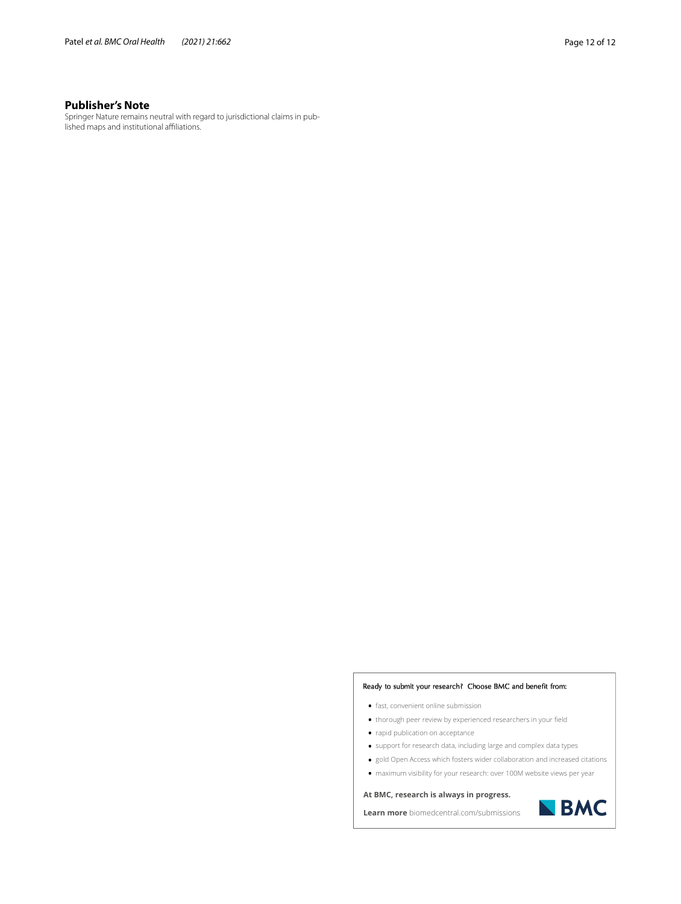## Publisher's Note

Springer Nature remains neutral with regard to jurisdictional claims in published maps and institutional affiliations.

Ready to submit your research? Choose BMC and benefit from:

- fast, convenient online submission
- thorough peer review by experienced researchers in your field
- rapid publication on acceptance
- support for research data, including large and complex data types
- gold Open Access which fosters wider collaboration and increased citations
- maximum visibility for your research: over 100M website views per year

**At BMC, research is always in progress.**

**Learn more** biomedcentral.com/submissions

BMC